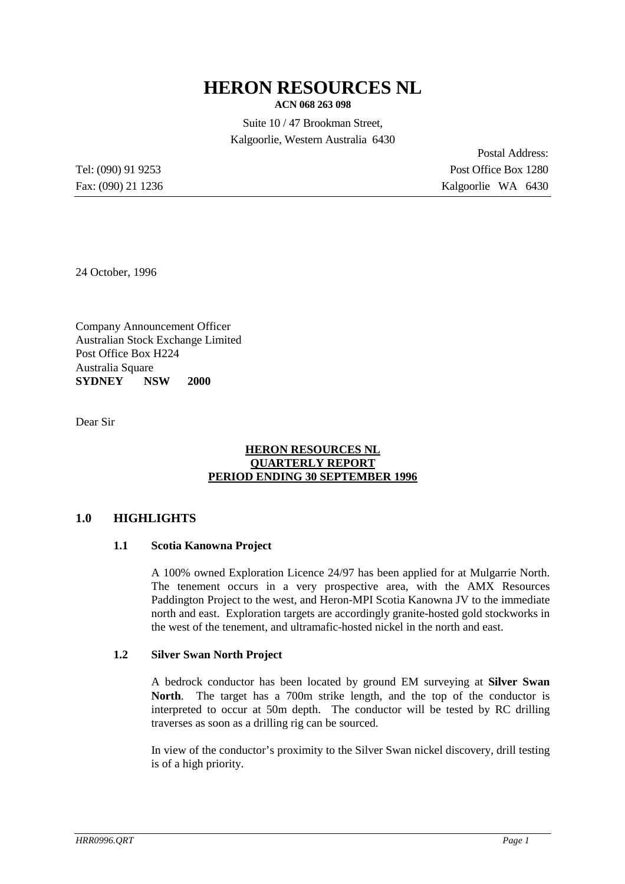# HERON RESOURCES NL

**ACN 068 263 098**

Suite 10 / 47 Brookman Street,
Kalgoorlie, Western Australia 6430

Postal Address:
Post Office Box 1280
Kalgoorlie WA 6430

Tel: (090) 91 9253
Fax: (090) 21 1236

24 October, 1996

Company Announcement Officer
Australian Stock Exchange Limited
Post Office Box H224
Australia Square
**SYDNEY NSW 2000**

Dear Sir

**HERON RESOURCES NL**
**QUARTERLY REPORT**
**PERIOD ENDING 30 SEPTEMBER 1996**

## 1.0 HIGHLIGHTS

### 1.1 Scotia Kanowna Project

A 100% owned Exploration Licence 24/97 has been applied for at Mulgarrie North. The tenement occurs in a very prospective area, with the AMX Resources Paddington Project to the west, and Heron-MPI Scotia Kanowna JV to the immediate north and east. Exploration targets are accordingly granite-hosted gold stockworks in the west of the tenement, and ultramafic-hosted nickel in the north and east.

### 1.2 Silver Swan North Project

A bedrock conductor has been located by ground EM surveying at **Silver Swan North**. The target has a 700m strike length, and the top of the conductor is interpreted to occur at 50m depth. The conductor will be tested by RC drilling traverses as soon as a drilling rig can be sourced.

In view of the conductor's proximity to the Silver Swan nickel discovery, drill testing is of a high priority.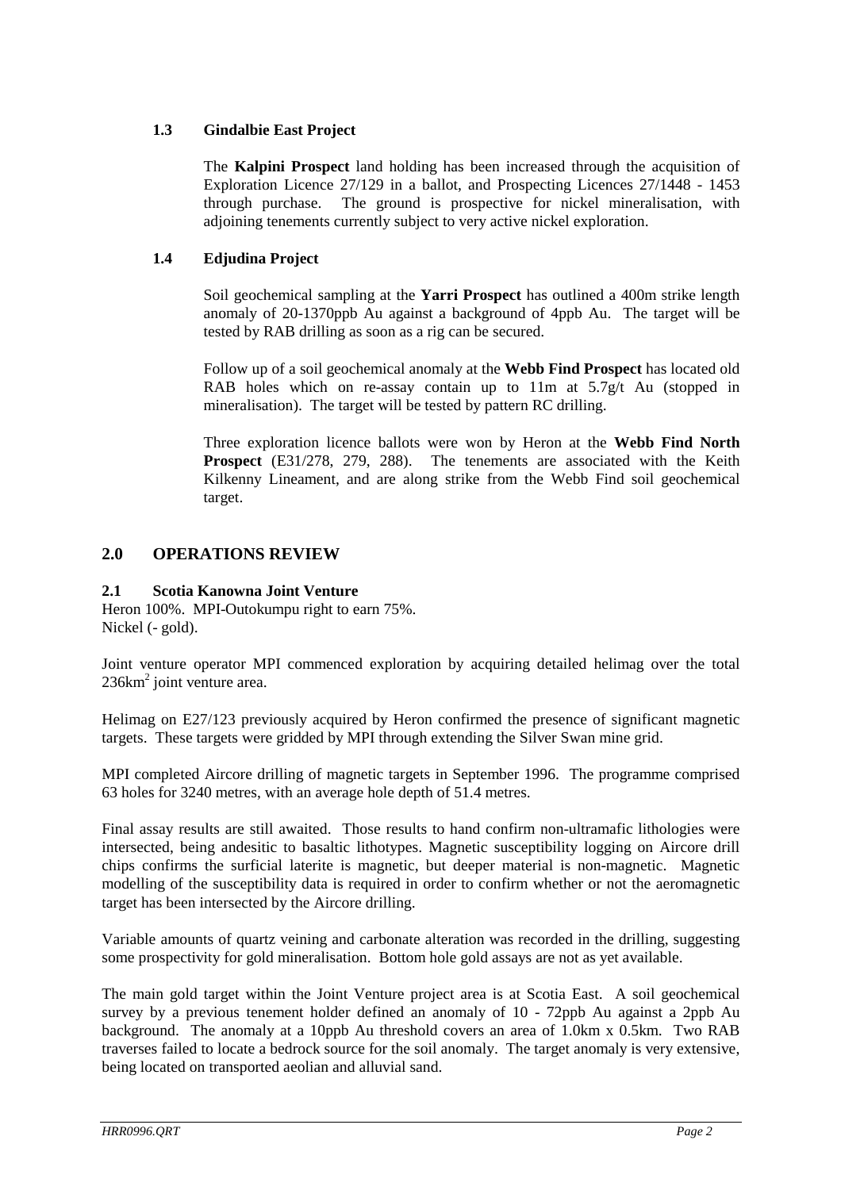### 1.3 Gindalbie East Project

The **Kalpini Prospect** land holding has been increased through the acquisition of Exploration Licence 27/129 in a ballot, and Prospecting Licences 27/1448 - 1453 through purchase. The ground is prospective for nickel mineralisation, with adjoining tenements currently subject to very active nickel exploration.

### 1.4 Edjudina Project

Soil geochemical sampling at the **Yarri Prospect** has outlined a 400m strike length anomaly of 20-1370ppb Au against a background of 4ppb Au. The target will be tested by RAB drilling as soon as a rig can be secured.

Follow up of a soil geochemical anomaly at the **Webb Find Prospect** has located old RAB holes which on re-assay contain up to 11m at 5.7g/t Au (stopped in mineralisation). The target will be tested by pattern RC drilling.

Three exploration licence ballots were won by Heron at the **Webb Find North Prospect** (E31/278, 279, 288). The tenements are associated with the Keith Kilkenny Lineament, and are along strike from the Webb Find soil geochemical target.

## 2.0 OPERATIONS REVIEW

### 2.1 Scotia Kanowna Joint Venture

Heron 100%. MPI-Outokumpu right to earn 75%.
Nickel (- gold).

Joint venture operator MPI commenced exploration by acquiring detailed helimag over the total 236km$^2$ joint venture area.

Helimag on E27/123 previously acquired by Heron confirmed the presence of significant magnetic targets. These targets were gridded by MPI through extending the Silver Swan mine grid.

MPI completed Aircore drilling of magnetic targets in September 1996. The programme comprised 63 holes for 3240 metres, with an average hole depth of 51.4 metres.

Final assay results are still awaited. Those results to hand confirm non-ultramafic lithologies were intersected, being andesitic to basaltic lithotypes. Magnetic susceptibility logging on Aircore drill chips confirms the surficial laterite is magnetic, but deeper material is non-magnetic. Magnetic modelling of the susceptibility data is required in order to confirm whether or not the aeromagnetic target has been intersected by the Aircore drilling.

Variable amounts of quartz veining and carbonate alteration was recorded in the drilling, suggesting some prospectivity for gold mineralisation. Bottom hole gold assays are not as yet available.

The main gold target within the Joint Venture project area is at Scotia East. A soil geochemical survey by a previous tenement holder defined an anomaly of 10 - 72ppb Au against a 2ppb Au background. The anomaly at a 10ppb Au threshold covers an area of 1.0km x 0.5km. Two RAB traverses failed to locate a bedrock source for the soil anomaly. The target anomaly is very extensive, being located on transported aeolian and alluvial sand.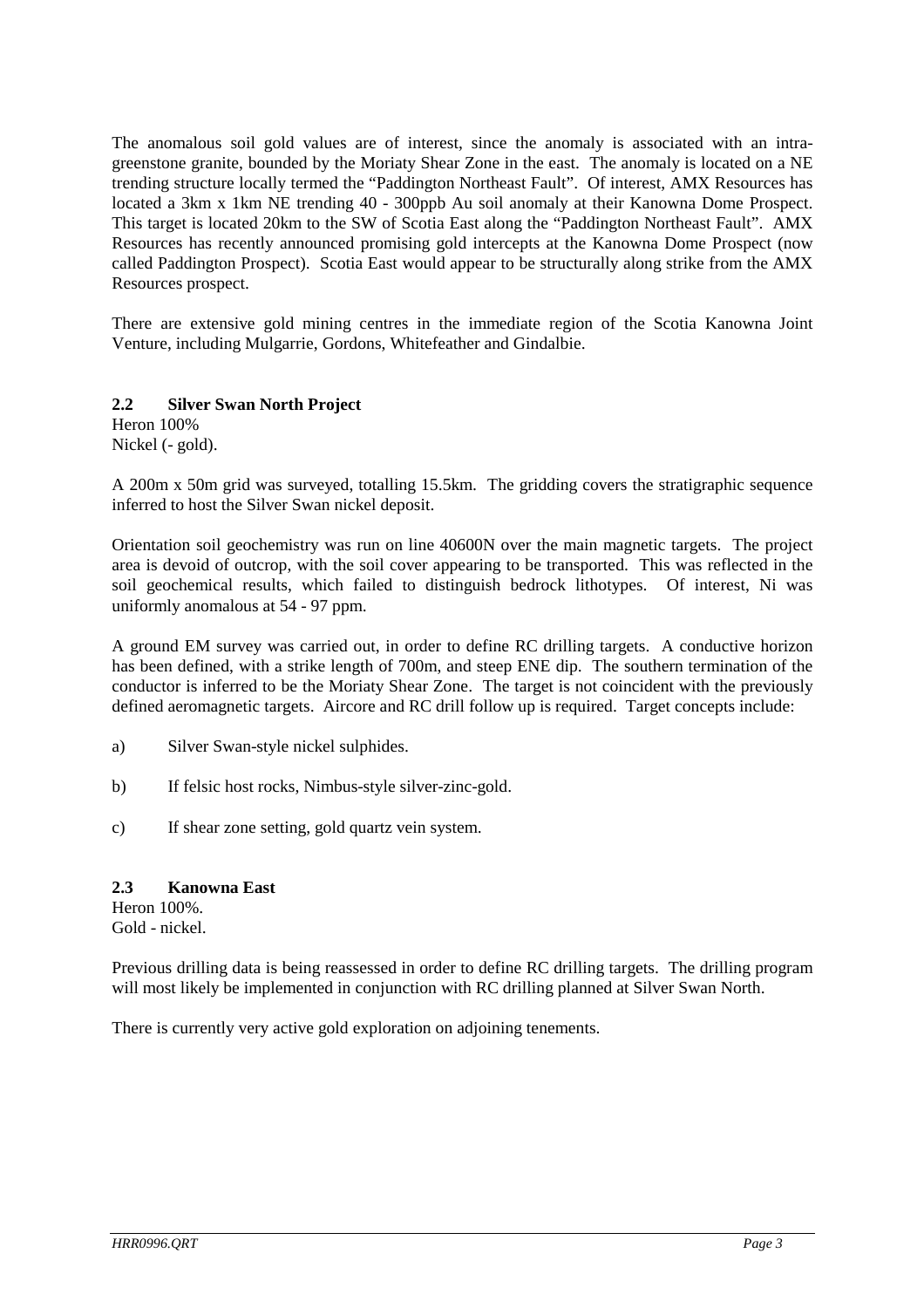The anomalous soil gold values are of interest, since the anomaly is associated with an intra-greenstone granite, bounded by the Moriaty Shear Zone in the east. The anomaly is located on a NE trending structure locally termed the "Paddington Northeast Fault". Of interest, AMX Resources has located a 3km x 1km NE trending 40 - 300ppb Au soil anomaly at their Kanowna Dome Prospect. This target is located 20km to the SW of Scotia East along the "Paddington Northeast Fault". AMX Resources has recently announced promising gold intercepts at the Kanowna Dome Prospect (now called Paddington Prospect). Scotia East would appear to be structurally along strike from the AMX Resources prospect.

There are extensive gold mining centres in the immediate region of the Scotia Kanowna Joint Venture, including Mulgarrie, Gordons, Whitefeather and Gindalbie.

## 2.2 Silver Swan North Project

Heron 100%
Nickel (- gold).

A 200m x 50m grid was surveyed, totalling 15.5km. The gridding covers the stratigraphic sequence inferred to host the Silver Swan nickel deposit.

Orientation soil geochemistry was run on line 40600N over the main magnetic targets. The project area is devoid of outcrop, with the soil cover appearing to be transported. This was reflected in the soil geochemical results, which failed to distinguish bedrock lithotypes. Of interest, Ni was uniformly anomalous at 54 - 97 ppm.

A ground EM survey was carried out, in order to define RC drilling targets. A conductive horizon has been defined, with a strike length of 700m, and steep ENE dip. The southern termination of the conductor is inferred to be the Moriaty Shear Zone. The target is not coincident with the previously defined aeromagnetic targets. Aircore and RC drill follow up is required. Target concepts include:

a) Silver Swan-style nickel sulphides.

b) If felsic host rocks, Nimbus-style silver-zinc-gold.

c) If shear zone setting, gold quartz vein system.

## 2.3 Kanowna East

Heron 100%.
Gold - nickel.

Previous drilling data is being reassessed in order to define RC drilling targets. The drilling program will most likely be implemented in conjunction with RC drilling planned at Silver Swan North.

There is currently very active gold exploration on adjoining tenements.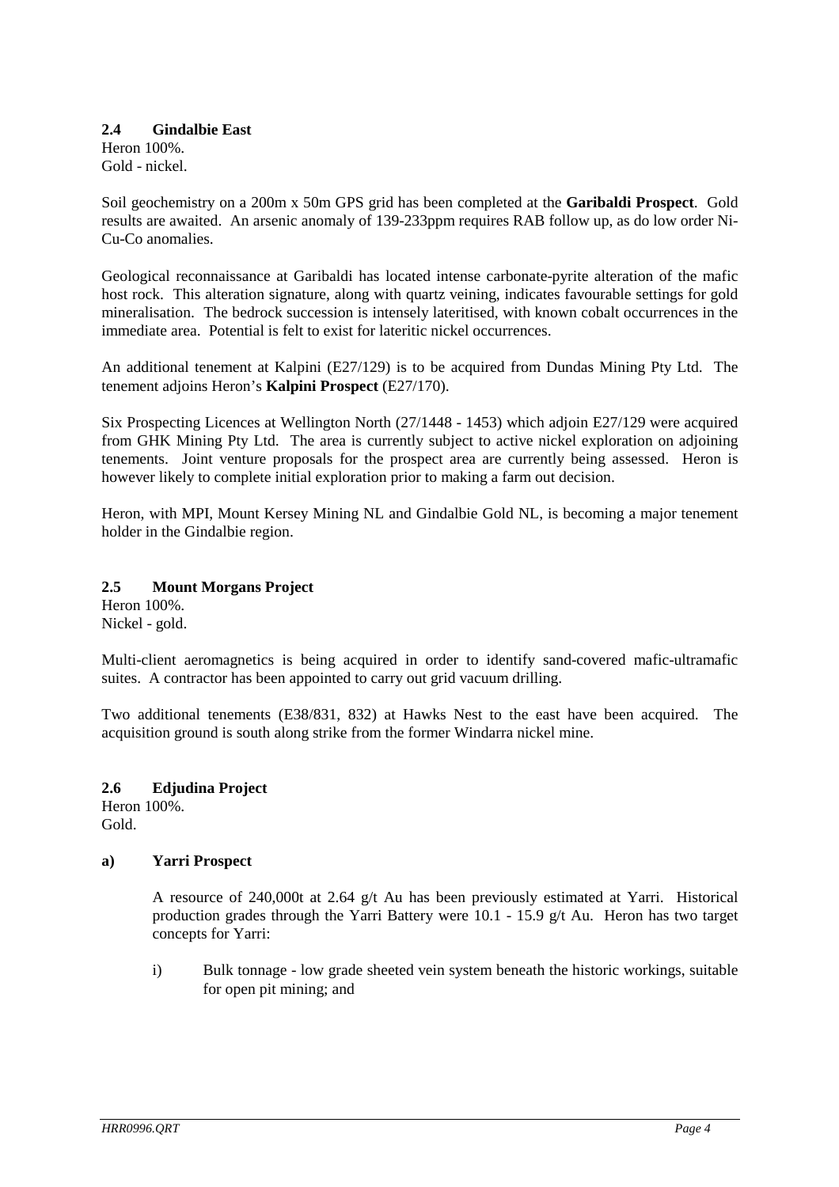## 2.4 Gindalbie East

Heron 100%.
Gold - nickel.

Soil geochemistry on a 200m x 50m GPS grid has been completed at the **Garibaldi Prospect**. Gold results are awaited. An arsenic anomaly of 139-233ppm requires RAB follow up, as do low order Ni-Cu-Co anomalies.

Geological reconnaissance at Garibaldi has located intense carbonate-pyrite alteration of the mafic host rock. This alteration signature, along with quartz veining, indicates favourable settings for gold mineralisation. The bedrock succession is intensely lateritised, with known cobalt occurrences in the immediate area. Potential is felt to exist for lateritic nickel occurrences.

An additional tenement at Kalpini (E27/129) is to be acquired from Dundas Mining Pty Ltd. The tenement adjoins Heron's **Kalpini Prospect** (E27/170).

Six Prospecting Licences at Wellington North (27/1448 - 1453) which adjoin E27/129 were acquired from GHK Mining Pty Ltd. The area is currently subject to active nickel exploration on adjoining tenements. Joint venture proposals for the prospect area are currently being assessed. Heron is however likely to complete initial exploration prior to making a farm out decision.

Heron, with MPI, Mount Kersey Mining NL and Gindalbie Gold NL, is becoming a major tenement holder in the Gindalbie region.

## 2.5 Mount Morgans Project

Heron 100%.
Nickel - gold.

Multi-client aeromagnetics is being acquired in order to identify sand-covered mafic-ultramafic suites. A contractor has been appointed to carry out grid vacuum drilling.

Two additional tenements (E38/831, 832) at Hawks Nest to the east have been acquired. The acquisition ground is south along strike from the former Windarra nickel mine.

## 2.6 Edjudina Project

Heron 100%.
Gold.

### a) Yarri Prospect

A resource of 240,000t at 2.64 g/t Au has been previously estimated at Yarri. Historical production grades through the Yarri Battery were 10.1 - 15.9 g/t Au. Heron has two target concepts for Yarri:

i) Bulk tonnage - low grade sheeted vein system beneath the historic workings, suitable for open pit mining; and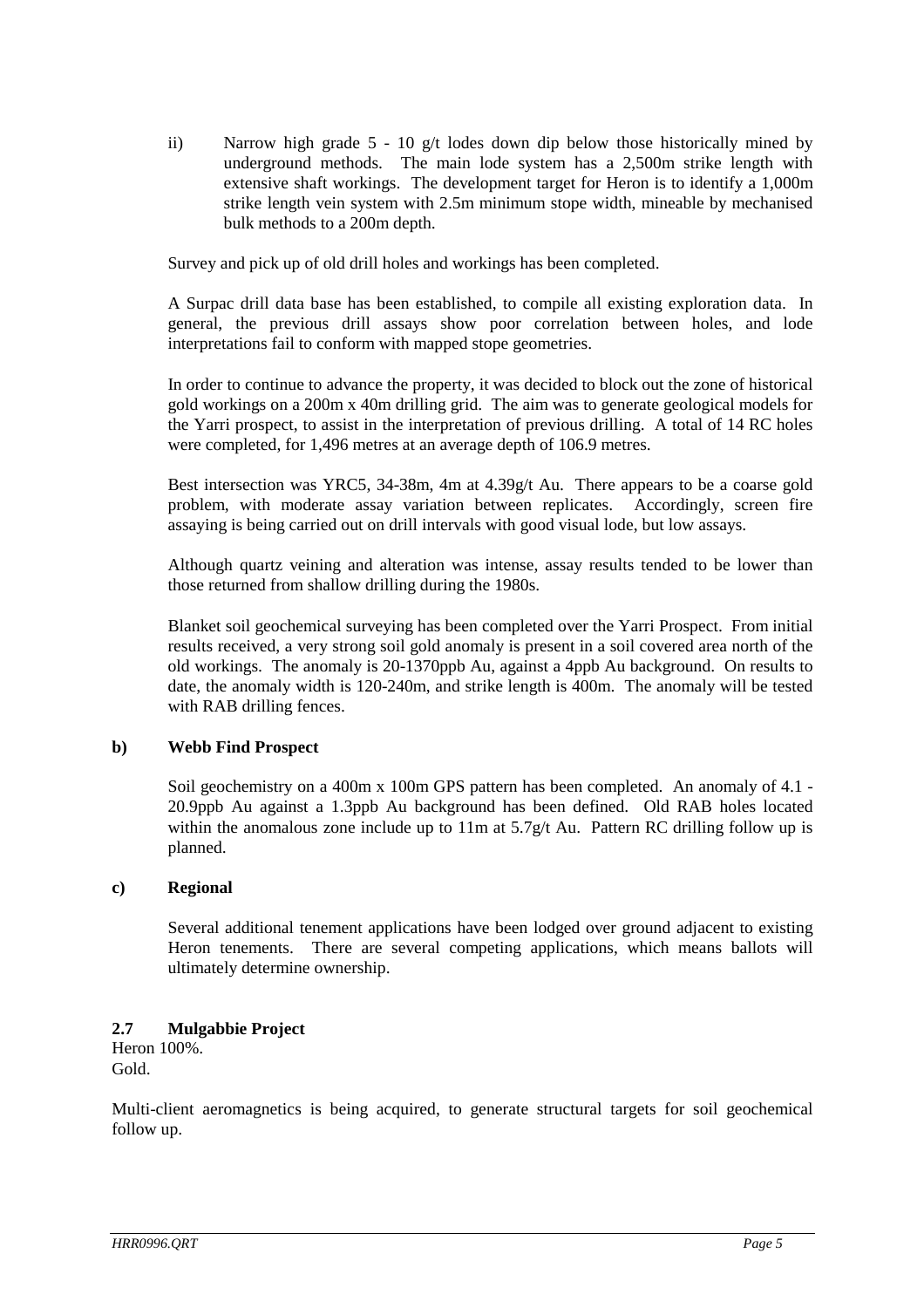ii) Narrow high grade 5 - 10 g/t lodes down dip below those historically mined by underground methods. The main lode system has a 2,500m strike length with extensive shaft workings. The development target for Heron is to identify a 1,000m strike length vein system with 2.5m minimum stope width, mineable by mechanised bulk methods to a 200m depth.

Survey and pick up of old drill holes and workings has been completed.

A Surpac drill data base has been established, to compile all existing exploration data. In general, the previous drill assays show poor correlation between holes, and lode interpretations fail to conform with mapped stope geometries.

In order to continue to advance the property, it was decided to block out the zone of historical gold workings on a 200m x 40m drilling grid. The aim was to generate geological models for the Yarri prospect, to assist in the interpretation of previous drilling. A total of 14 RC holes were completed, for 1,496 metres at an average depth of 106.9 metres.

Best intersection was YRC5, 34-38m, 4m at 4.39g/t Au. There appears to be a coarse gold problem, with moderate assay variation between replicates. Accordingly, screen fire assaying is being carried out on drill intervals with good visual lode, but low assays.

Although quartz veining and alteration was intense, assay results tended to be lower than those returned from shallow drilling during the 1980s.

Blanket soil geochemical surveying has been completed over the Yarri Prospect. From initial results received, a very strong soil gold anomaly is present in a soil covered area north of the old workings. The anomaly is 20-1370ppb Au, against a 4ppb Au background. On results to date, the anomaly width is 120-240m, and strike length is 400m. The anomaly will be tested with RAB drilling fences.

**b) Webb Find Prospect**

Soil geochemistry on a 400m x 100m GPS pattern has been completed. An anomaly of 4.1 - 20.9ppb Au against a 1.3ppb Au background has been defined. Old RAB holes located within the anomalous zone include up to 11m at 5.7g/t Au. Pattern RC drilling follow up is planned.

**c) Regional**

Several additional tenement applications have been lodged over ground adjacent to existing Heron tenements. There are several competing applications, which means ballots will ultimately determine ownership.

### 2.7 Mulgabbie Project

Heron 100%.
Gold.

Multi-client aeromagnetics is being acquired, to generate structural targets for soil geochemical follow up.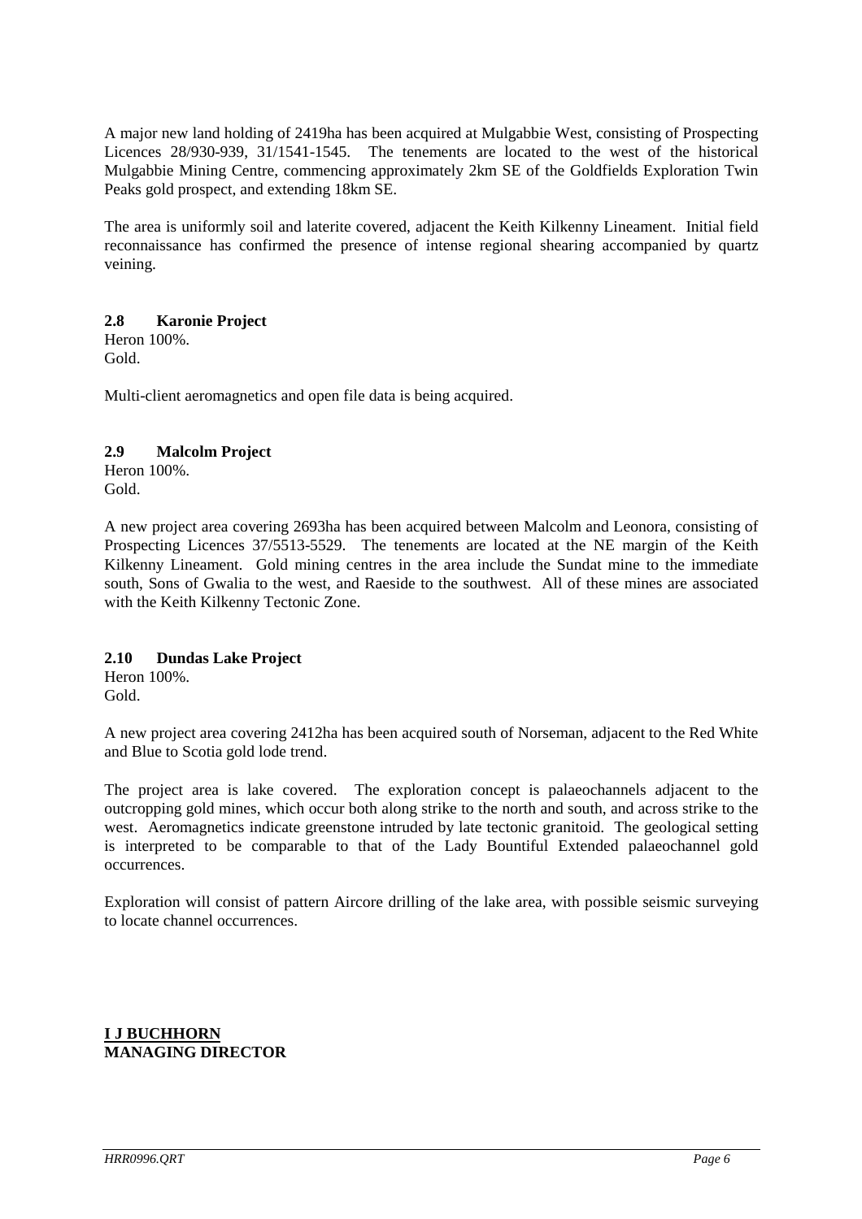A major new land holding of 2419ha has been acquired at Mulgabbie West, consisting of Prospecting Licences 28/930-939, 31/1541-1545. The tenements are located to the west of the historical Mulgabbie Mining Centre, commencing approximately 2km SE of the Goldfields Exploration Twin Peaks gold prospect, and extending 18km SE.

The area is uniformly soil and laterite covered, adjacent the Keith Kilkenny Lineament. Initial field reconnaissance has confirmed the presence of intense regional shearing accompanied by quartz veining.

### 2.8 Karonie Project

Heron 100%.
Gold.

Multi-client aeromagnetics and open file data is being acquired.

### 2.9 Malcolm Project

Heron 100%.
Gold.

A new project area covering 2693ha has been acquired between Malcolm and Leonora, consisting of Prospecting Licences 37/5513-5529. The tenements are located at the NE margin of the Keith Kilkenny Lineament. Gold mining centres in the area include the Sundat mine to the immediate south, Sons of Gwalia to the west, and Raeside to the southwest. All of these mines are associated with the Keith Kilkenny Tectonic Zone.

### 2.10 Dundas Lake Project

Heron 100%.
Gold.

A new project area covering 2412ha has been acquired south of Norseman, adjacent to the Red White and Blue to Scotia gold lode trend.

The project area is lake covered. The exploration concept is palaeochannels adjacent to the outcropping gold mines, which occur both along strike to the north and south, and across strike to the west. Aeromagnetics indicate greenstone intruded by late tectonic granitoid. The geological setting is interpreted to be comparable to that of the Lady Bountiful Extended palaeochannel gold occurrences.

Exploration will consist of pattern Aircore drilling of the lake area, with possible seismic surveying to locate channel occurrences.

**I J BUCHHORN**
**MANAGING DIRECTOR**